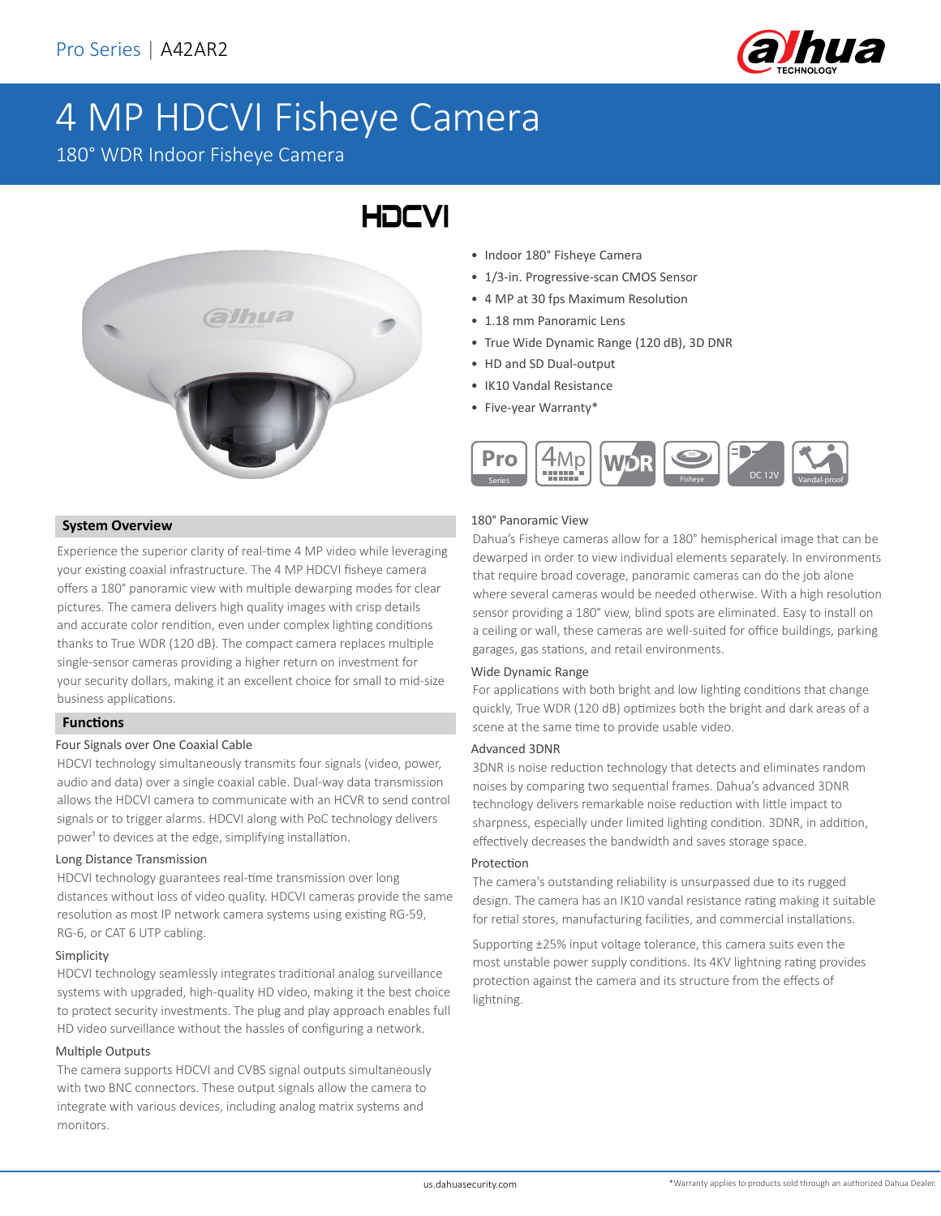Pro Series | A42AR2

# 4 MP HDCVI Fisheye Camera

180° WDR Indoor Fisheye Camera

HDCVI

- Indoor 180° Fisheye Camera
- 1/3-in. Progressive-scan CMOS Sensor
- 4 MP at 30 fps Maximum Resolution
- 1.18 mm Panoramic Lens
- True Wide Dynamic Range (120 dB), 3D DNR
- HD and SD Dual-output
- IK10 Vandal Resistance
- Five-year Warranty*

## System Overview

Experience the superior clarity of real-time 4 MP video while leveraging your existing coaxial infrastructure. The 4 MP HDCVI fisheye camera offers a 180° panoramic view with multiple dewarping modes for clear pictures. The camera delivers high quality images with crisp details and accurate color rendition, even under complex lighting conditions thanks to True WDR (120 dB). The compact camera replaces multiple single-sensor cameras providing a higher return on investment for your security dollars, making it an excellent choice for small to mid-size business applications.

## Functions

### Four Signals over One Coaxial Cable

HDCVI technology simultaneously transmits four signals (video, power, audio and data) over a single coaxial cable. Dual-way data transmission allows the HDCVI camera to communicate with an HCVR to send control signals or to trigger alarms. HDCVI along with PoC technology delivers power[1] to devices at the edge, simplifying installation.

### Long Distance Transmission

HDCVI technology guarantees real-time transmission over long distances without loss of video quality. HDCVI cameras provide the same resolution as most IP network camera systems using existing RG-59, RG-6, or CAT 6 UTP cabling.

### Simplicity

HDCVI technology seamlessly integrates traditional analog surveillance systems with upgraded, high-quality HD video, making it the best choice to protect security investments. The plug and play approach enables full HD video surveillance without the hassles of configuring a network.

### Multiple Outputs

The camera supports HDCVI and CVBS signal outputs simultaneously with two BNC connectors. These output signals allow the camera to integrate with various devices, including analog matrix systems and monitors.

### 180° Panoramic View

Dahua's Fisheye cameras allow for a 180° hemispherical image that can be dewarped in order to view individual elements separately. In environments that require broad coverage, panoramic cameras can do the job alone where several cameras would be needed otherwise. With a high resolution sensor providing a 180° view, blind spots are eliminated. Easy to install on a ceiling or wall, these cameras are well-suited for office buildings, parking garages, gas stations, and retail environments.

### Wide Dynamic Range

For applications with both bright and low lighting conditions that change quickly, True WDR (120 dB) optimizes both the bright and dark areas of a scene at the same time to provide usable video.

### Advanced 3DNR

3DNR is noise reduction technology that detects and eliminates random noises by comparing two sequential frames. Dahua's advanced 3DNR technology delivers remarkable noise reduction with little impact to sharpness, especially under limited lighting condition. 3DNR, in addition, effectively decreases the bandwidth and saves storage space.

### Protection

The camera's outstanding reliability is unsurpassed due to its rugged design. The camera has an IK10 vandal resistance rating making it suitable for retial stores, manufacturing facilities, and commercial installations.

Supporting ±25% input voltage tolerance, this camera suits even the most unstable power supply conditions. Its 4KV lightning rating provides protection against the camera and its structure from the effects of lightning.

us.dahuasecurity.com

*Warranty applies to products sold through an authorized Dahua Dealer.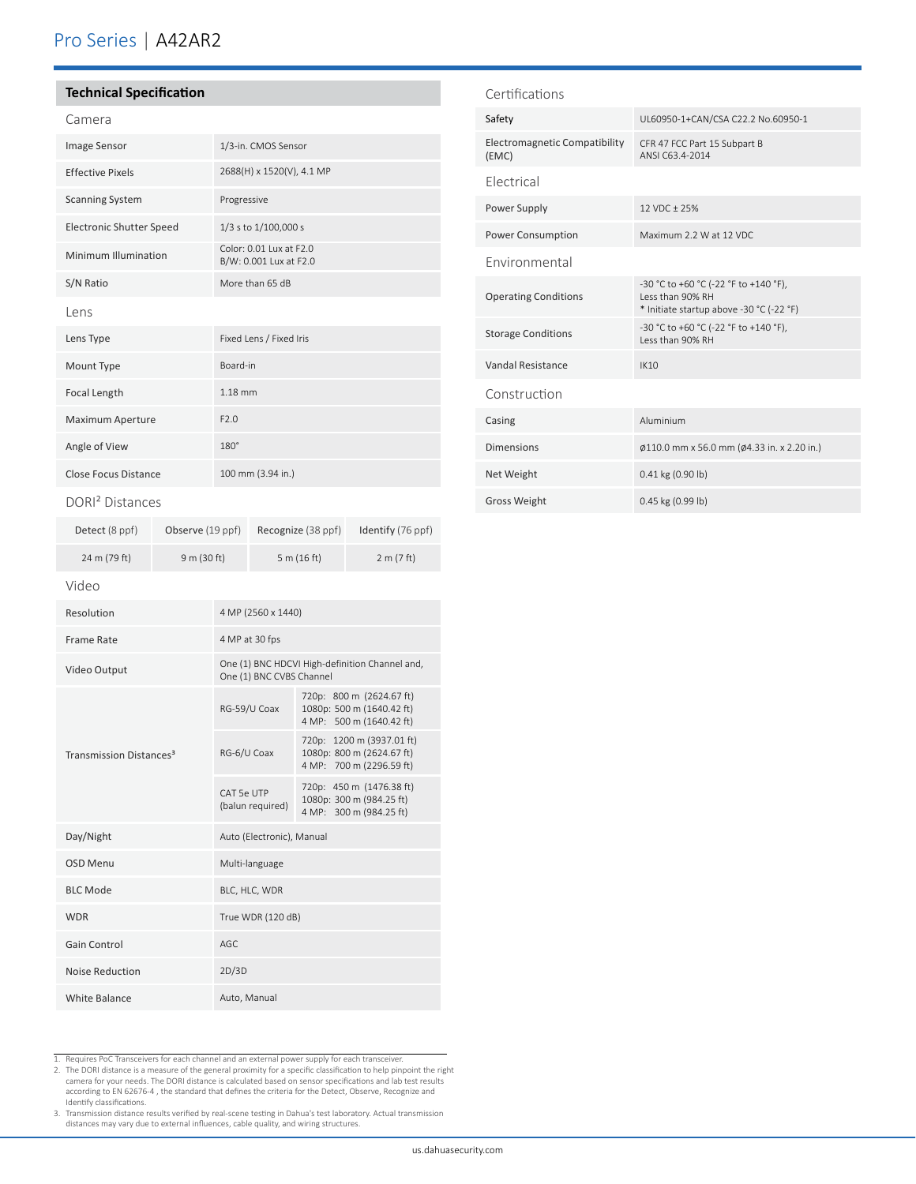## Technical Specification

### Camera

| | |
|---|---|
| Image Sensor | 1/3-in. CMOS Sensor |
| Effective Pixels | 2688(H) x 1520(V), 4.1 MP |
| Scanning System | Progressive |
| Electronic Shutter Speed | 1/3 s to 1/100,000 s |
| Minimum Illumination | Color: 0.01 Lux at F2.0<br>B/W: 0.001 Lux at F2.0 |
| S/N Ratio | More than 65 dB |

### Lens

| | |
|---|---|
| Lens Type | Fixed Lens / Fixed Iris |
| Mount Type | Board-in |
| Focal Length | 1.18 mm |
| Maximum Aperture | F2.0 |
| Angle of View | 180° |
| Close Focus Distance | 100 mm (3.94 in.) |

### DORI[2] Distances

| Detect (8 ppf) | Observe (19 ppf) | Recognize (38 ppf) | Identify (76 ppf) |
|---|---|---|---|
| 24 m (79 ft) | 9 m (30 ft) | 5 m (16 ft) | 2 m (7 ft) |

### Video

| | | |
|---|---|---|
| Resolution | 4 MP (2560 x 1440) | |
| Frame Rate | 4 MP at 30 fps | |
| Video Output | One (1) BNC HDCVI High-definition Channel and, One (1) BNC CVBS Channel | |
| Transmission Distances[3] | RG-59/U Coax | 720p: 800 m (2624.67 ft)<br>1080p: 500 m (1640.42 ft)<br>4 MP: 500 m (1640.42 ft) |
| | RG-6/U Coax | 720p: 1200 m (3937.01 ft)<br>1080p: 800 m (2624.67 ft)<br>4 MP: 700 m (2296.59 ft) |
| | CAT 5e UTP (balun required) | 720p: 450 m (1476.38 ft)<br>1080p: 300 m (984.25 ft)<br>4 MP: 300 m (984.25 ft) |
| Day/Night | Auto (Electronic), Manual | |
| OSD Menu | Multi-language | |
| BLC Mode | BLC, HLC, WDR | |
| WDR | True WDR (120 dB) | |
| Gain Control | AGC | |
| Noise Reduction | 2D/3D | |
| White Balance | Auto, Manual | |

### Certifications

| | |
|---|---|
| Safety | UL60950-1+CAN/CSA C22.2 No.60950-1 |
| Electromagnetic Compatibility (EMC) | CFR 47 FCC Part 15 Subpart B<br>ANSI C63.4-2014 |

### Electrical

| | |
|---|---|
| Power Supply | 12 VDC ± 25% |
| Power Consumption | Maximum 2.2 W at 12 VDC |

### Environmental

| | |
|---|---|
| Operating Conditions | -30 °C to +60 °C (-22 °F to +140 °F),<br>Less than 90% RH<br>* Initiate startup above -30 °C (-22 °F) |
| Storage Conditions | -30 °C to +60 °C (-22 °F to +140 °F),<br>Less than 90% RH |
| Vandal Resistance | IK10 |

### Construction

| | |
|---|---|
| Casing | Aluminium |
| Dimensions | ø110.0 mm x 56.0 mm (ø4.33 in. x 2.20 in.) |
| Net Weight | 0.41 kg (0.90 lb) |
| Gross Weight | 0.45 kg (0.99 lb) |

---

1. Requires PoC Transceivers for each channel and an external power supply for each transceiver.
2. The DORI distance is a measure of the general proximity for a specific classification to help pinpoint the right camera for your needs. The DORI distance is calculated based on sensor specifications and lab test results according to EN 62676-4 , the standard that defines the criteria for the Detect, Observe, Recognize and Identify classifications.
3. Transmission distance results verified by real-scene testing in Dahua's test laboratory. Actual transmission distances may vary due to external influences, cable quality, and wiring structures.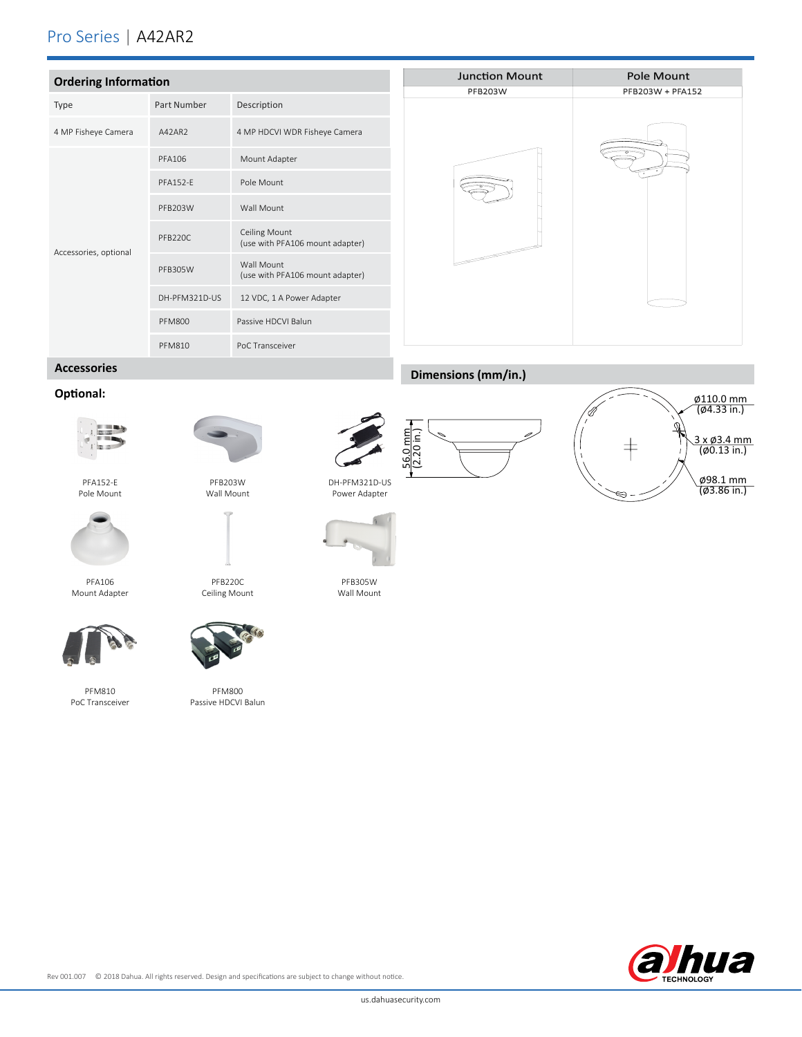## Ordering Information

| Type | Part Number | Description |
|---|---|---|
| 4 MP Fisheye Camera | A42AR2 | 4 MP HDCVI WDR Fisheye Camera |
| Accessories, optional | PFA106 | Mount Adapter |
| | PFA152-E | Pole Mount |
| | PFB203W | Wall Mount |
| | PFB220C | Ceiling Mount (use with PFA106 mount adapter) |
| | PFB305W | Wall Mount (use with PFA106 mount adapter) |
| | DH-PFM321D-US | 12 VDC, 1 A Power Adapter |
| | PFM800 | Passive HDCVI Balun |
| | PFM810 | PoC Transceiver |

| Junction Mount | Pole Mount |
|---|---|
| PFB203W | PFB203W + PFA152 |

## Accessories

### Optional:

PFA152-E
Pole Mount

PFB203W
Wall Mount

DH-PFM321D-US
Power Adapter

PFA106
Mount Adapter

PFB220C
Ceiling Mount

PFB305W
Wall Mount

PFM810
PoC Transceiver

PFM800
Passive HDCVI Balun

## Dimensions (mm/in.)

56.0 mm
(2.20 in.)

ø110.0 mm
(ø4.33 in.)

3 x ø3.4 mm
(ø0.13 in.)

ø98.1 mm
(ø3.86 in.)

Rev 001.007 © 2018 Dahua. All rights reserved. Design and specifications are subject to change without notice.

us.dahuasecurity.com